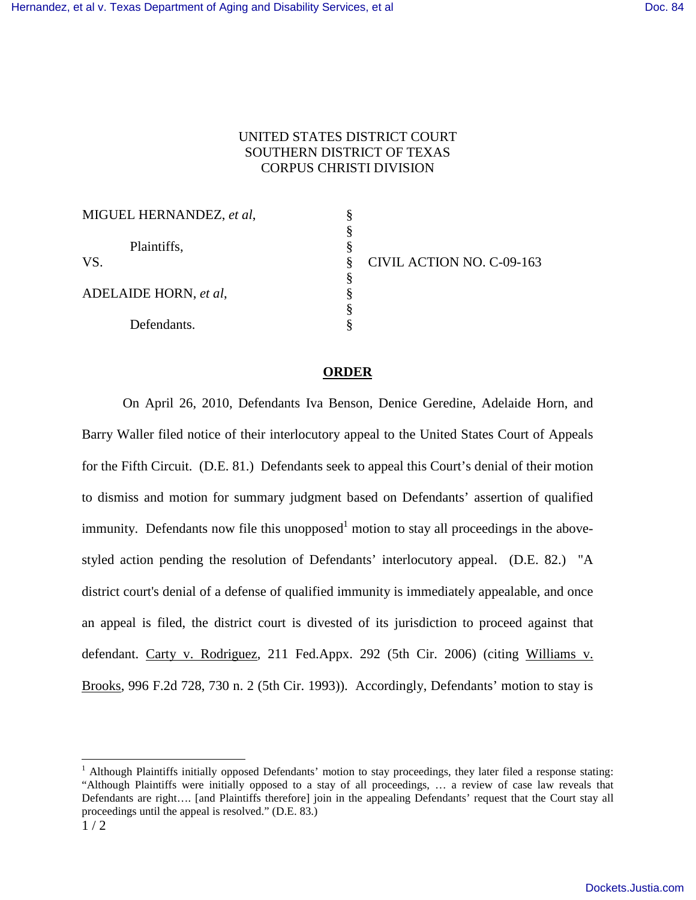UNITED STATES DISTRICT COURT
SOUTHERN DISTRICT OF TEXAS
CORPUS CHRISTI DIVISION

| | | |
|---|---|---|
| MIGUEL HERNANDEZ, *et al*, | § | |
| | § | |
| Plaintiffs, | § | |
| VS. | § | CIVIL ACTION NO. C-09-163 |
| | § | |
| ADELAIDE HORN, *et al*, | § | |
| | § | |
| Defendants. | § | |

## ORDER

On April 26, 2010, Defendants Iva Benson, Denice Geredine, Adelaide Horn, and Barry Waller filed notice of their interlocutory appeal to the United States Court of Appeals for the Fifth Circuit. (D.E. 81.) Defendants seek to appeal this Court's denial of their motion to dismiss and motion for summary judgment based on Defendants' assertion of qualified immunity. Defendants now file this unopposed[1] motion to stay all proceedings in the above-styled action pending the resolution of Defendants' interlocutory appeal. (D.E. 82.) "A district court's denial of a defense of qualified immunity is immediately appealable, and once an appeal is filed, the district court is divested of its jurisdiction to proceed against that defendant. Carty v. Rodriguez, 211 Fed.Appx. 292 (5th Cir. 2006) (citing Williams v. Brooks, 996 F.2d 728, 730 n. 2 (5th Cir. 1993)). Accordingly, Defendants' motion to stay is

[1] Although Plaintiffs initially opposed Defendants' motion to stay proceedings, they later filed a response stating: "Although Plaintiffs were initially opposed to a stay of all proceedings, … a review of case law reveals that Defendants are right…. [and Plaintiffs therefore] join in the appealing Defendants' request that the Court stay all proceedings until the appeal is resolved." (D.E. 83.)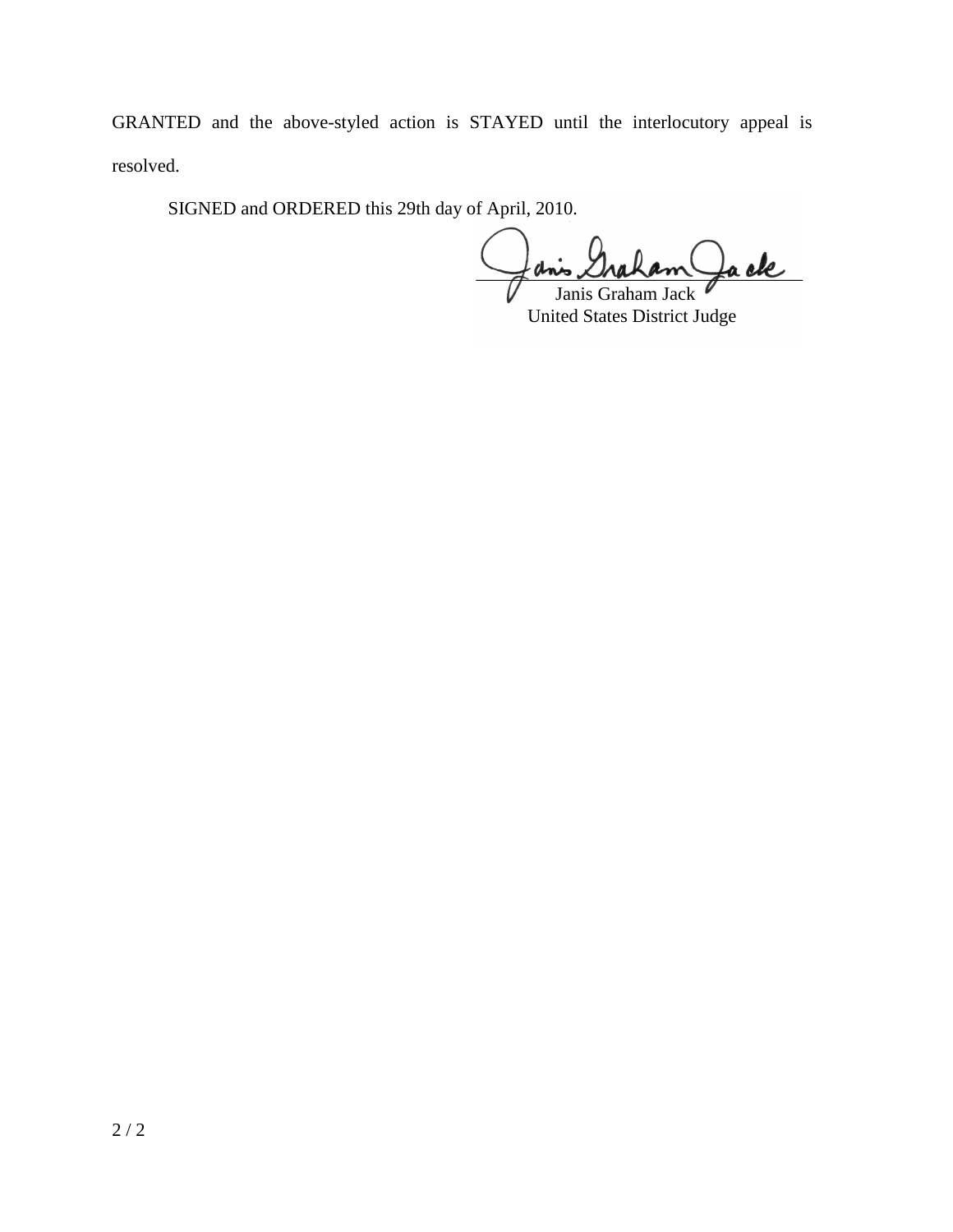GRANTED and the above-styled action is STAYED until the interlocutory appeal is resolved.

SIGNED and ORDERED this 29th day of April, 2010.

Janis Graham Jack
United States District Judge